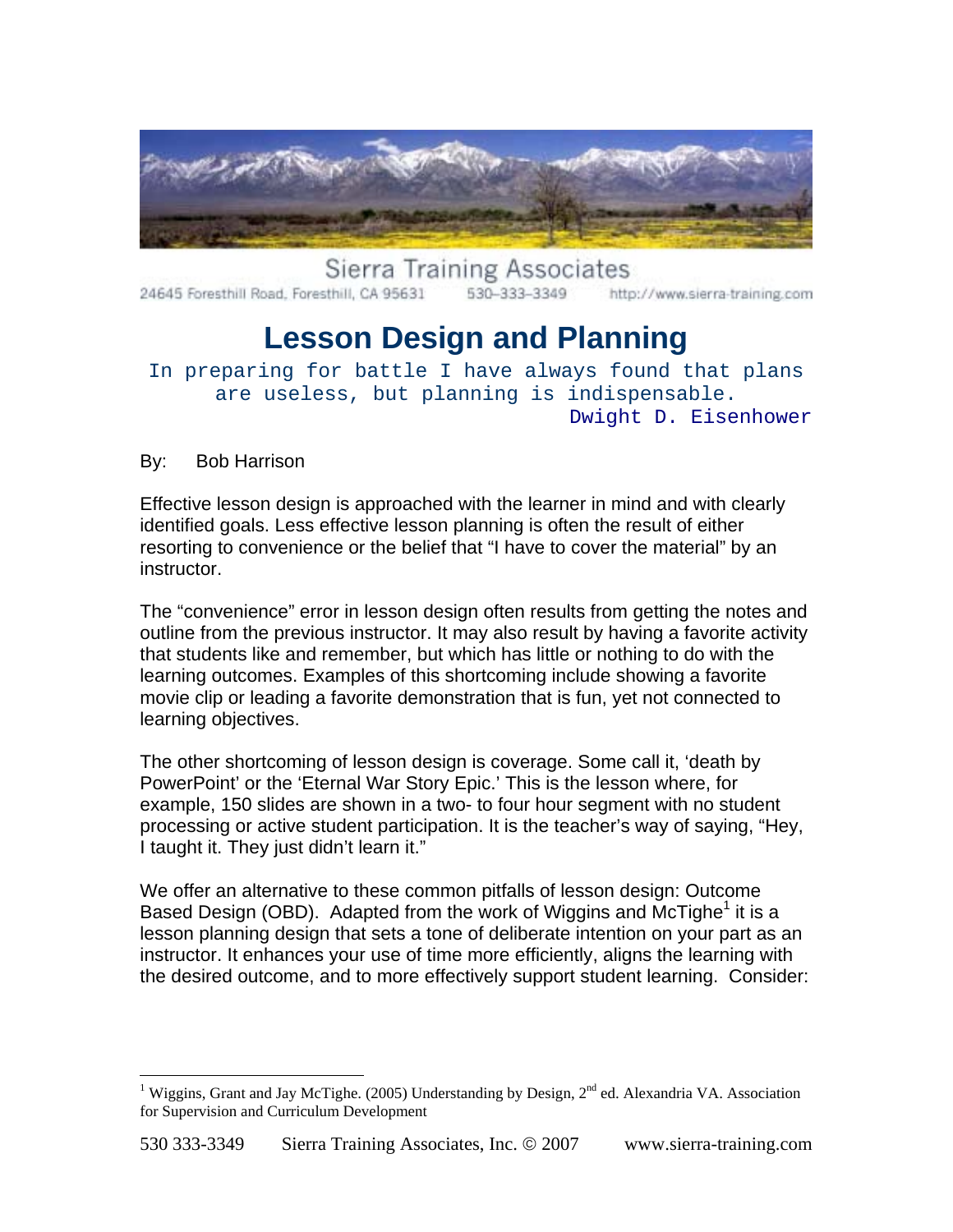Sierra Training Associates

24645 Foresthill Road, Foresthill, CA 95631 530-333-3349 http://www.sierra-training.com

# Lesson Design and Planning

In preparing for battle I have always found that plans are useless, but planning is indispensable.
Dwight D. Eisenhower

By: Bob Harrison

Effective lesson design is approached with the learner in mind and with clearly identified goals. Less effective lesson planning is often the result of either resorting to convenience or the belief that "I have to cover the material" by an instructor.

The "convenience" error in lesson design often results from getting the notes and outline from the previous instructor. It may also result by having a favorite activity that students like and remember, but which has little or nothing to do with the learning outcomes. Examples of this shortcoming include showing a favorite movie clip or leading a favorite demonstration that is fun, yet not connected to learning objectives.

The other shortcoming of lesson design is coverage. Some call it, 'death by PowerPoint' or the 'Eternal War Story Epic.' This is the lesson where, for example, 150 slides are shown in a two- to four hour segment with no student processing or active student participation. It is the teacher's way of saying, "Hey, I taught it. They just didn't learn it."

We offer an alternative to these common pitfalls of lesson design: Outcome Based Design (OBD). Adapted from the work of Wiggins and McTighe[1] it is a lesson planning design that sets a tone of deliberate intention on your part as an instructor. It enhances your use of time more efficiently, aligns the learning with the desired outcome, and to more effectively support student learning. Consider:

[1] Wiggins, Grant and Jay McTighe. (2005) Understanding by Design, 2nd ed. Alexandria VA. Association for Supervision and Curriculum Development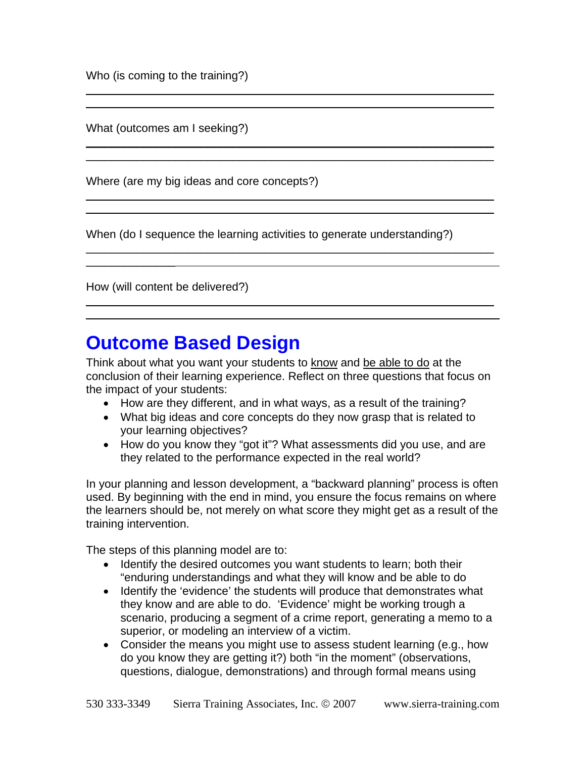Who (is coming to the training?)

What (outcomes am I seeking?)

Where (are my big ideas and core concepts?)

When (do I sequence the learning activities to generate understanding?)

How (will content be delivered?)

# Outcome Based Design

Think about what you want your students to <u>know</u> and <u>be able to do</u> at the conclusion of their learning experience. Reflect on three questions that focus on the impact of your students:

- How are they different, and in what ways, as a result of the training?
- What big ideas and core concepts do they now grasp that is related to your learning objectives?
- How do you know they "got it"? What assessments did you use, and are they related to the performance expected in the real world?

In your planning and lesson development, a "backward planning" process is often used. By beginning with the end in mind, you ensure the focus remains on where the learners should be, not merely on what score they might get as a result of the training intervention.

The steps of this planning model are to:

- Identify the desired outcomes you want students to learn; both their "enduring understandings and what they will know and be able to do
- Identify the 'evidence' the students will produce that demonstrates what they know and are able to do. 'Evidence' might be working trough a scenario, producing a segment of a crime report, generating a memo to a superior, or modeling an interview of a victim.
- Consider the means you might use to assess student learning (e.g., how do you know they are getting it?) both "in the moment" (observations, questions, dialogue, demonstrations) and through formal means using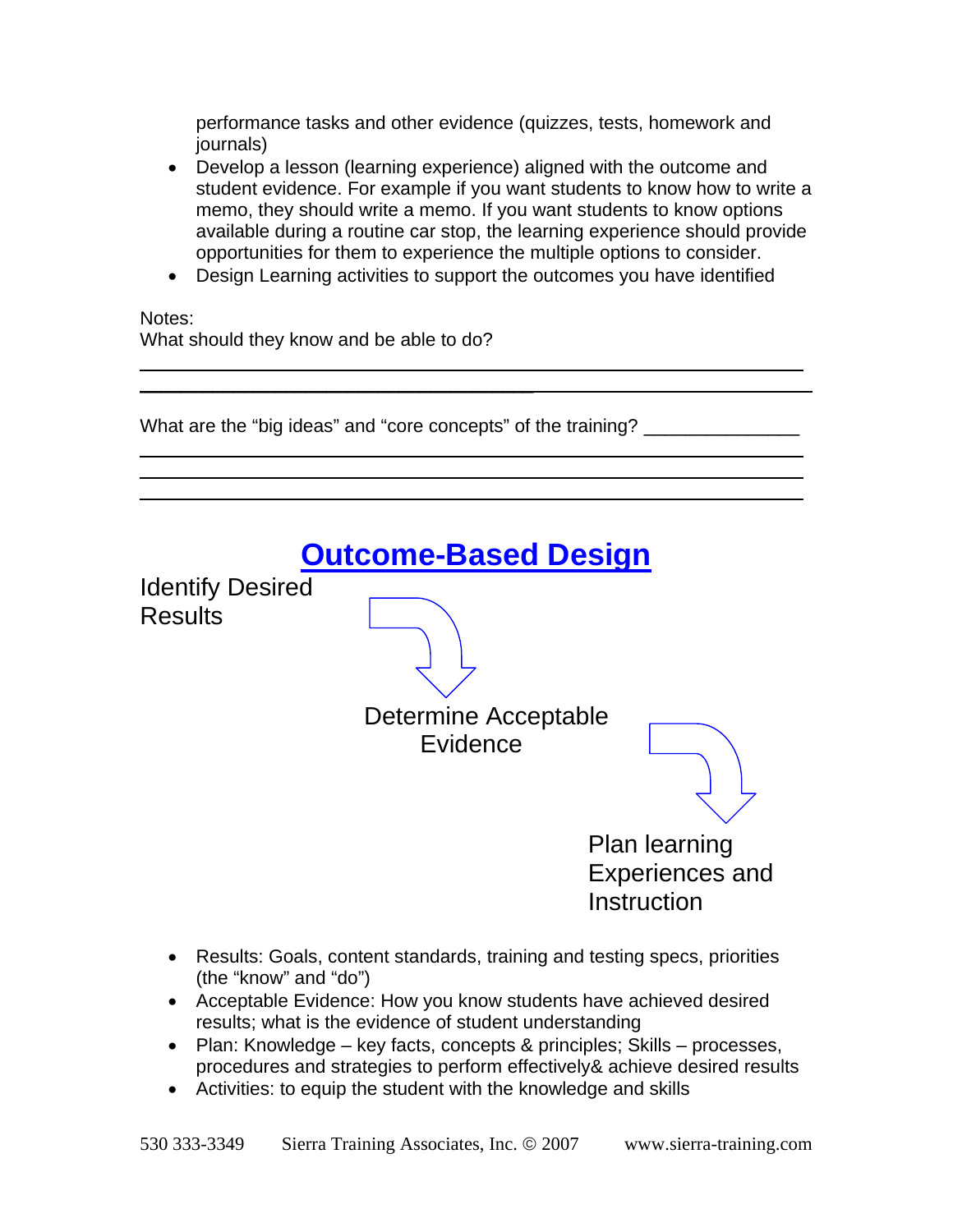performance tasks and other evidence (quizzes, tests, homework and journals)

- Develop a lesson (learning experience) aligned with the outcome and student evidence. For example if you want students to know how to write a memo, they should write a memo. If you want students to know options available during a routine car stop, the learning experience should provide opportunities for them to experience the multiple options to consider.
- Design Learning activities to support the outcomes you have identified

Notes:
What should they know and be able to do?

______________________________________________________________________

______________________________________________________________________

What are the "big ideas" and "core concepts" of the training? _______________

______________________________________________________________________

______________________________________________________________________

______________________________________________________________________

## Outcome-Based Design

Identify Desired Results

Determine Acceptable Evidence

Plan learning Experiences and Instruction

- Results: Goals, content standards, training and testing specs, priorities (the "know" and "do")
- Acceptable Evidence: How you know students have achieved desired results; what is the evidence of student understanding
- Plan: Knowledge – key facts, concepts & principles; Skills – processes, procedures and strategies to perform effectively& achieve desired results
- Activities: to equip the student with the knowledge and skills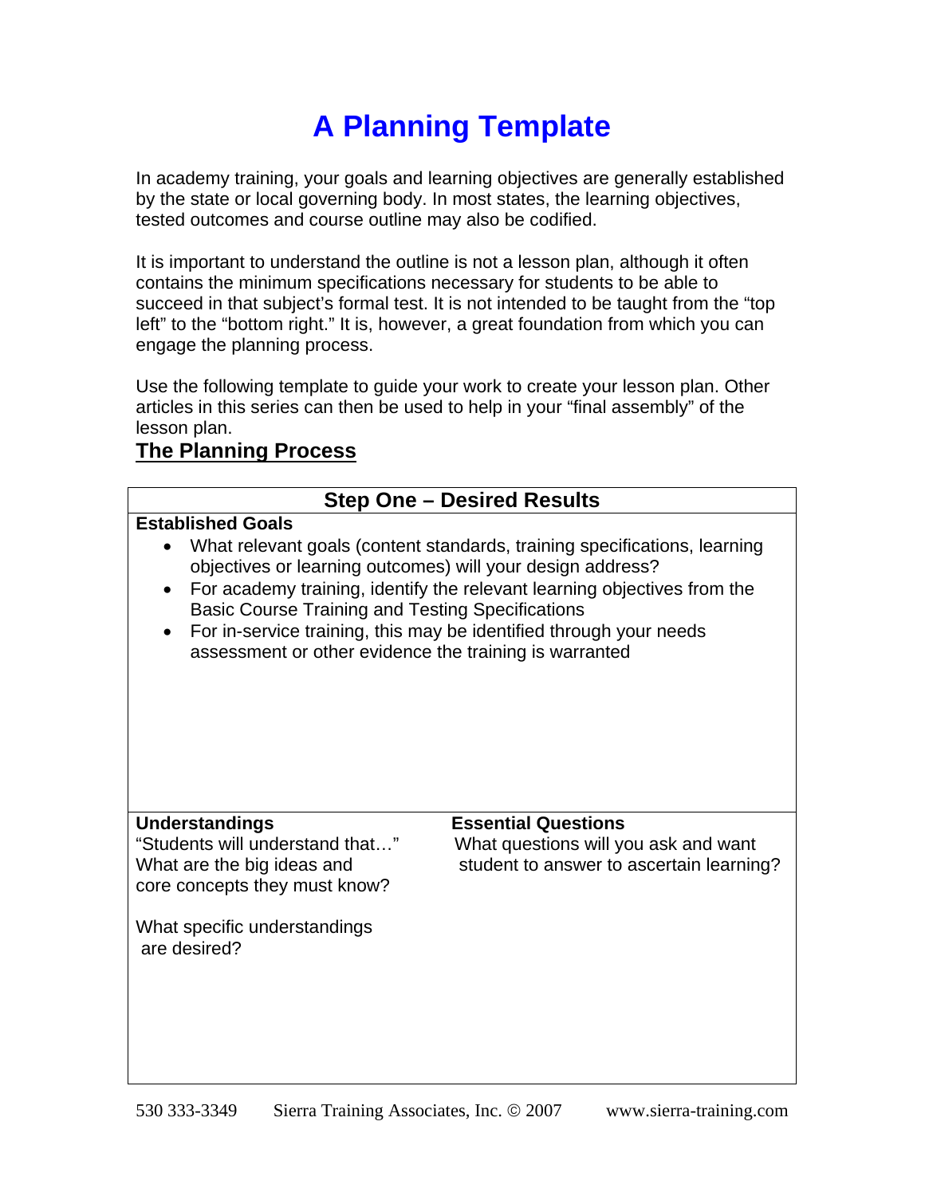# A Planning Template

In academy training, your goals and learning objectives are generally established by the state or local governing body. In most states, the learning objectives, tested outcomes and course outline may also be codified.

It is important to understand the outline is not a lesson plan, although it often contains the minimum specifications necessary for students to be able to succeed in that subject's formal test. It is not intended to be taught from the "top left" to the "bottom right." It is, however, a great foundation from which you can engage the planning process.

Use the following template to guide your work to create your lesson plan. Other articles in this series can then be used to help in your "final assembly" of the lesson plan.

## The Planning Process

| Step One – Desired Results | |
|---|---|
| **Established Goals**<br>• What relevant goals (content standards, training specifications, learning objectives or learning outcomes) will your design address?<br>• For academy training, identify the relevant learning objectives from the Basic Course Training and Testing Specifications<br>• For in-service training, this may be identified through your needs assessment or other evidence the training is warranted | |
| **Understandings**<br>"Students will understand that…"<br>What are the big ideas and core concepts they must know?<br><br>What specific understandings are desired? | **Essential Questions**<br>What questions will you ask and want student to answer to ascertain learning? |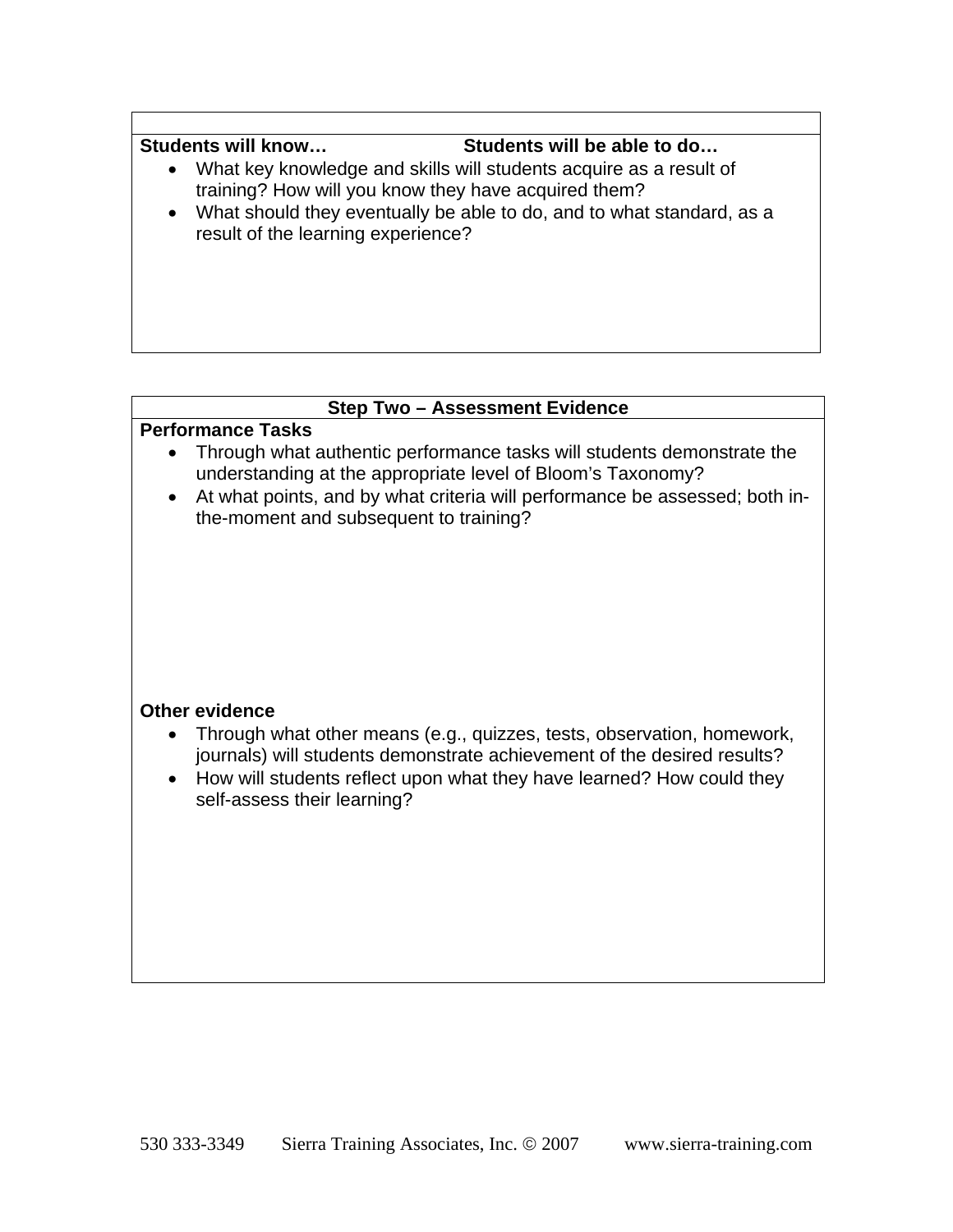**Students will know…** **Students will be able to do…**

- What key knowledge and skills will students acquire as a result of training? How will you know they have acquired them?
- What should they eventually be able to do, and to what standard, as a result of the learning experience?

## Step Two – Assessment Evidence

**Performance Tasks**

- Through what authentic performance tasks will students demonstrate the understanding at the appropriate level of Bloom's Taxonomy?
- At what points, and by what criteria will performance be assessed; both in-the-moment and subsequent to training?

**Other evidence**

- Through what other means (e.g., quizzes, tests, observation, homework, journals) will students demonstrate achievement of the desired results?
- How will students reflect upon what they have learned? How could they self-assess their learning?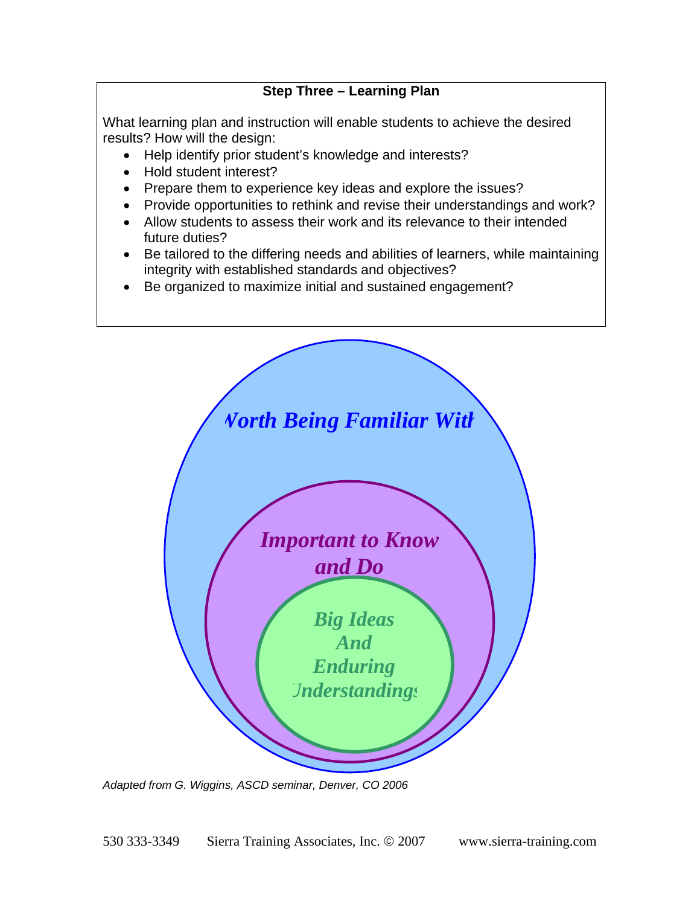**Step Three – Learning Plan**

What learning plan and instruction will enable students to achieve the desired results? How will the design:

- Help identify prior student's knowledge and interests?
- Hold student interest?
- Prepare them to experience key ideas and explore the issues?
- Provide opportunities to rethink and revise their understandings and work?
- Allow students to assess their work and its relevance to their intended future duties?
- Be tailored to the differing needs and abilities of learners, while maintaining integrity with established standards and objectives?
- Be organized to maximize initial and sustained engagement?

*Worth Being Familiar With*

*Important to Know and Do*

*Big Ideas And Enduring Understandings*

*Adapted from G. Wiggins, ASCD seminar, Denver, CO 2006*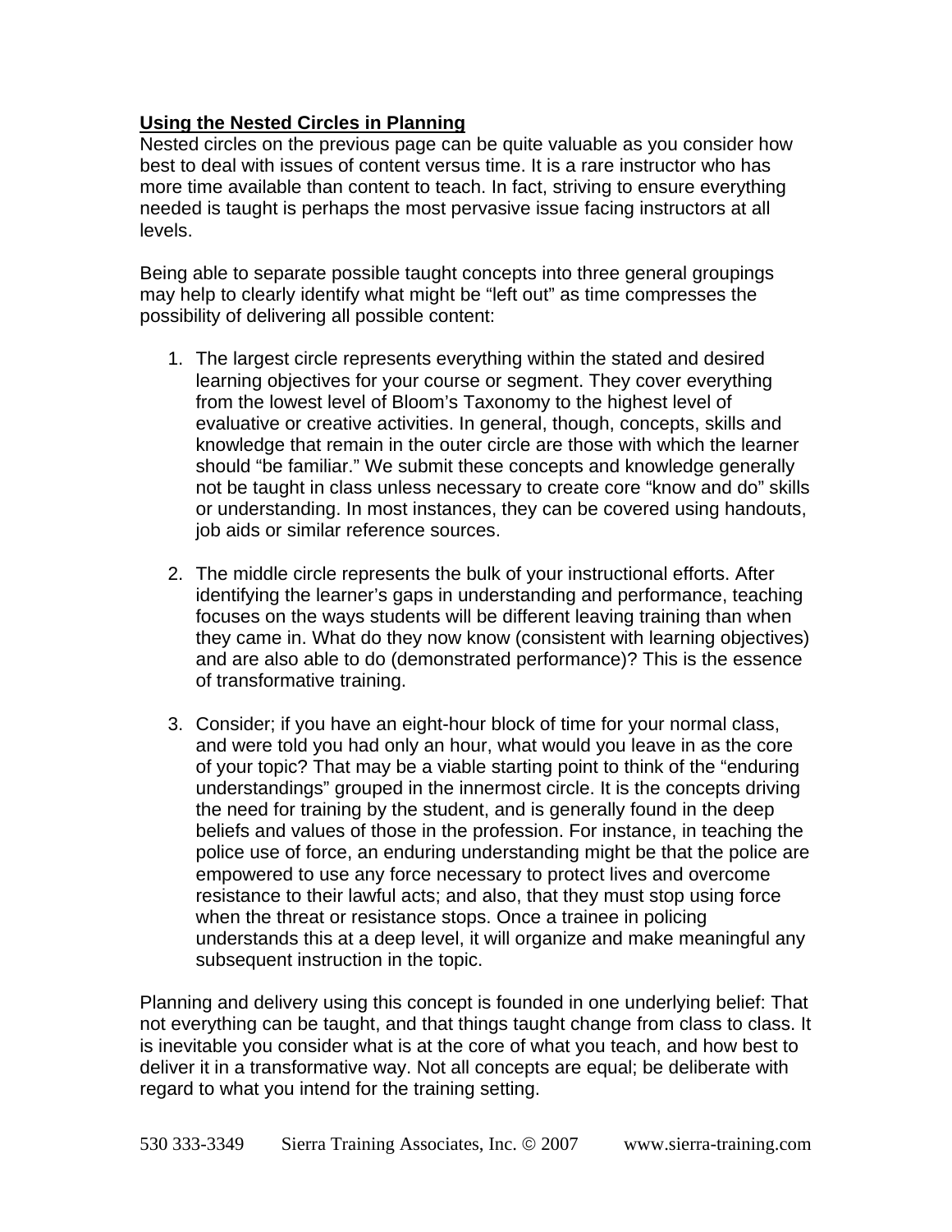**Using the Nested Circles in Planning**

Nested circles on the previous page can be quite valuable as you consider how best to deal with issues of content versus time. It is a rare instructor who has more time available than content to teach. In fact, striving to ensure everything needed is taught is perhaps the most pervasive issue facing instructors at all levels.

Being able to separate possible taught concepts into three general groupings may help to clearly identify what might be "left out" as time compresses the possibility of delivering all possible content:

1. The largest circle represents everything within the stated and desired learning objectives for your course or segment. They cover everything from the lowest level of Bloom's Taxonomy to the highest level of evaluative or creative activities. In general, though, concepts, skills and knowledge that remain in the outer circle are those with which the learner should "be familiar." We submit these concepts and knowledge generally not be taught in class unless necessary to create core "know and do" skills or understanding. In most instances, they can be covered using handouts, job aids or similar reference sources.

2. The middle circle represents the bulk of your instructional efforts. After identifying the learner's gaps in understanding and performance, teaching focuses on the ways students will be different leaving training than when they came in. What do they now know (consistent with learning objectives) and are also able to do (demonstrated performance)? This is the essence of transformative training.

3. Consider; if you have an eight-hour block of time for your normal class, and were told you had only an hour, what would you leave in as the core of your topic? That may be a viable starting point to think of the "enduring understandings" grouped in the innermost circle. It is the concepts driving the need for training by the student, and is generally found in the deep beliefs and values of those in the profession. For instance, in teaching the police use of force, an enduring understanding might be that the police are empowered to use any force necessary to protect lives and overcome resistance to their lawful acts; and also, that they must stop using force when the threat or resistance stops. Once a trainee in policing understands this at a deep level, it will organize and make meaningful any subsequent instruction in the topic.

Planning and delivery using this concept is founded in one underlying belief: That not everything can be taught, and that things taught change from class to class. It is inevitable you consider what is at the core of what you teach, and how best to deliver it in a transformative way. Not all concepts are equal; be deliberate with regard to what you intend for the training setting.